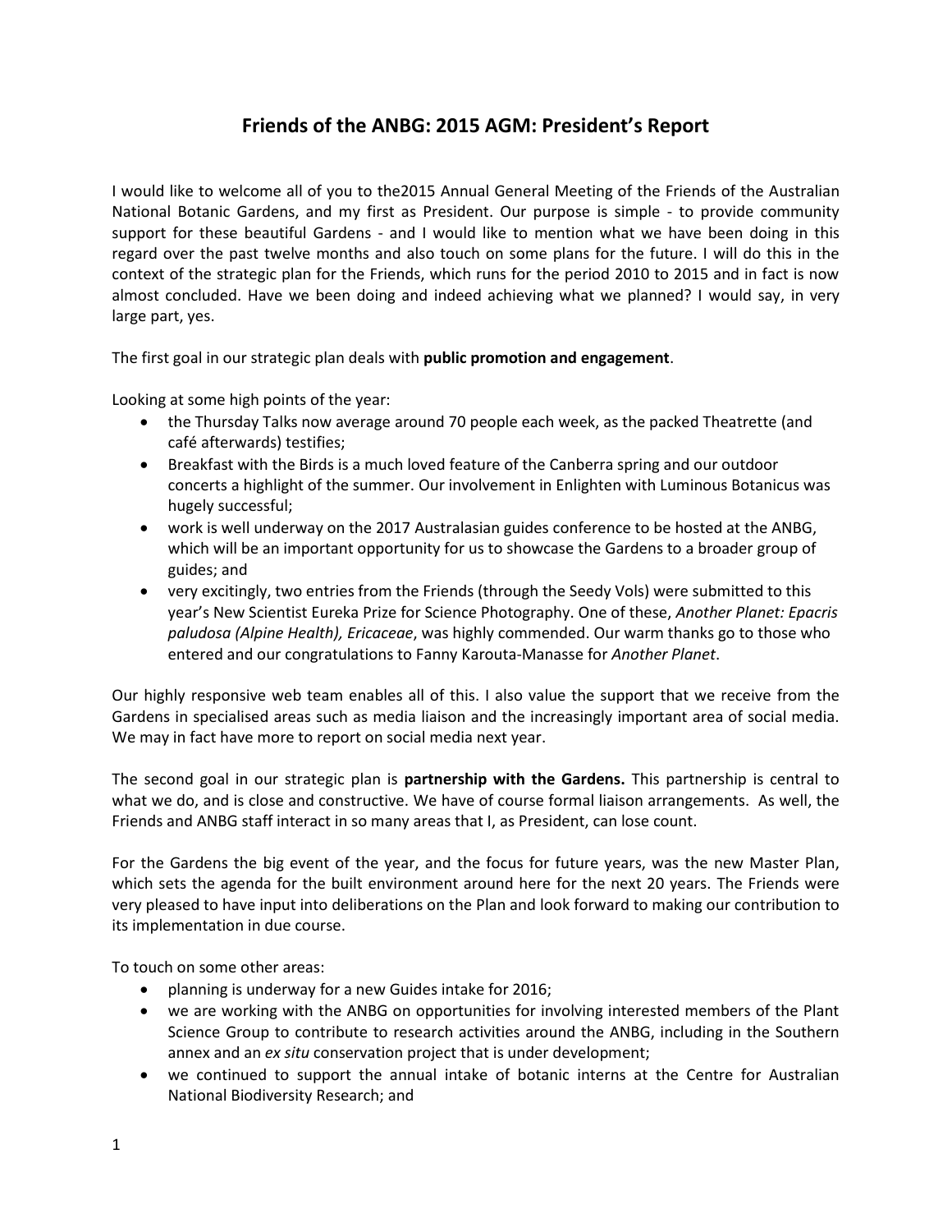# Friends of the ANBG: 2015 AGM: President's Report

I would like to welcome all of you to the2015 Annual General Meeting of the Friends of the Australian National Botanic Gardens, and my first as President. Our purpose is simple - to provide community support for these beautiful Gardens - and I would like to mention what we have been doing in this regard over the past twelve months and also touch on some plans for the future. I will do this in the context of the strategic plan for the Friends, which runs for the period 2010 to 2015 and in fact is now almost concluded. Have we been doing and indeed achieving what we planned? I would say, in very large part, yes.

The first goal in our strategic plan deals with **public promotion and engagement**.

Looking at some high points of the year:

- the Thursday Talks now average around 70 people each week, as the packed Theatrette (and café afterwards) testifies;
- Breakfast with the Birds is a much loved feature of the Canberra spring and our outdoor concerts a highlight of the summer. Our involvement in Enlighten with Luminous Botanicus was hugely successful;
- work is well underway on the 2017 Australasian guides conference to be hosted at the ANBG, which will be an important opportunity for us to showcase the Gardens to a broader group of guides; and
- very excitingly, two entries from the Friends (through the Seedy Vols) were submitted to this year's New Scientist Eureka Prize for Science Photography. One of these, *Another Planet: Epacris paludosa (Alpine Health), Ericaceae*, was highly commended. Our warm thanks go to those who entered and our congratulations to Fanny Karouta-Manasse for *Another Planet*.

Our highly responsive web team enables all of this. I also value the support that we receive from the Gardens in specialised areas such as media liaison and the increasingly important area of social media. We may in fact have more to report on social media next year.

The second goal in our strategic plan is **partnership with the Gardens.** This partnership is central to what we do, and is close and constructive. We have of course formal liaison arrangements. As well, the Friends and ANBG staff interact in so many areas that I, as President, can lose count.

For the Gardens the big event of the year, and the focus for future years, was the new Master Plan, which sets the agenda for the built environment around here for the next 20 years. The Friends were very pleased to have input into deliberations on the Plan and look forward to making our contribution to its implementation in due course.

To touch on some other areas:

- planning is underway for a new Guides intake for 2016;
- we are working with the ANBG on opportunities for involving interested members of the Plant Science Group to contribute to research activities around the ANBG, including in the Southern annex and an *ex situ* conservation project that is under development;
- we continued to support the annual intake of botanic interns at the Centre for Australian National Biodiversity Research; and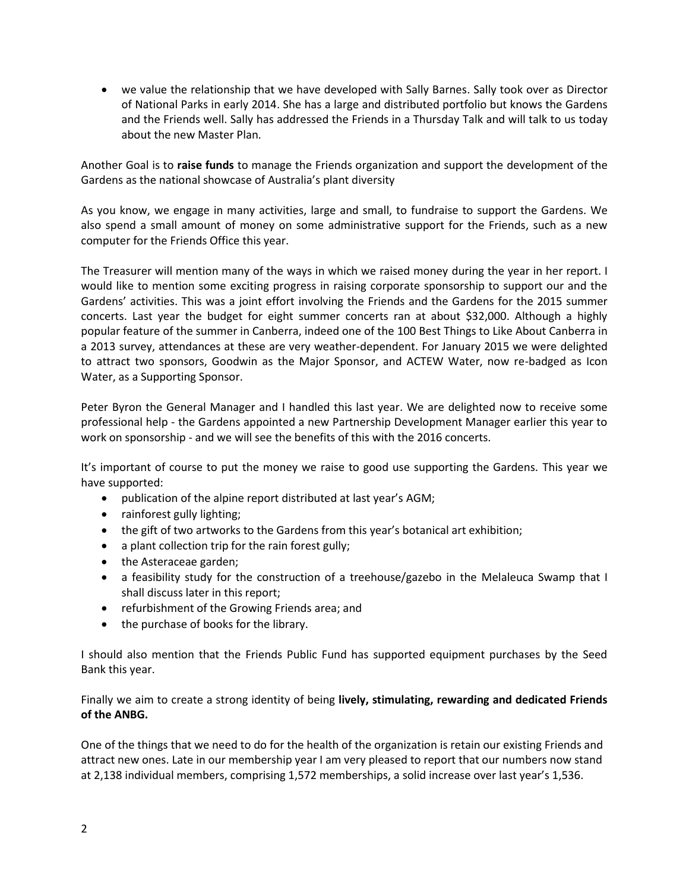- we value the relationship that we have developed with Sally Barnes. Sally took over as Director of National Parks in early 2014. She has a large and distributed portfolio but knows the Gardens and the Friends well. Sally has addressed the Friends in a Thursday Talk and will talk to us today about the new Master Plan.

Another Goal is to **raise funds** to manage the Friends organization and support the development of the Gardens as the national showcase of Australia's plant diversity

As you know, we engage in many activities, large and small, to fundraise to support the Gardens. We also spend a small amount of money on some administrative support for the Friends, such as a new computer for the Friends Office this year.

The Treasurer will mention many of the ways in which we raised money during the year in her report. I would like to mention some exciting progress in raising corporate sponsorship to support our and the Gardens' activities. This was a joint effort involving the Friends and the Gardens for the 2015 summer concerts. Last year the budget for eight summer concerts ran at about $32,000. Although a highly popular feature of the summer in Canberra, indeed one of the 100 Best Things to Like About Canberra in a 2013 survey, attendances at these are very weather-dependent. For January 2015 we were delighted to attract two sponsors, Goodwin as the Major Sponsor, and ACTEW Water, now re-badged as Icon Water, as a Supporting Sponsor.

Peter Byron the General Manager and I handled this last year. We are delighted now to receive some professional help - the Gardens appointed a new Partnership Development Manager earlier this year to work on sponsorship - and we will see the benefits of this with the 2016 concerts.

It's important of course to put the money we raise to good use supporting the Gardens. This year we have supported:

- publication of the alpine report distributed at last year's AGM;
- rainforest gully lighting;
- the gift of two artworks to the Gardens from this year's botanical art exhibition;
- a plant collection trip for the rain forest gully;
- the Asteraceae garden;
- a feasibility study for the construction of a treehouse/gazebo in the Melaleuca Swamp that I shall discuss later in this report;
- refurbishment of the Growing Friends area; and
- the purchase of books for the library.

I should also mention that the Friends Public Fund has supported equipment purchases by the Seed Bank this year.

Finally we aim to create a strong identity of being **lively, stimulating, rewarding and dedicated Friends of the ANBG.**

One of the things that we need to do for the health of the organization is retain our existing Friends and attract new ones. Late in our membership year I am very pleased to report that our numbers now stand at 2,138 individual members, comprising 1,572 memberships, a solid increase over last year's 1,536.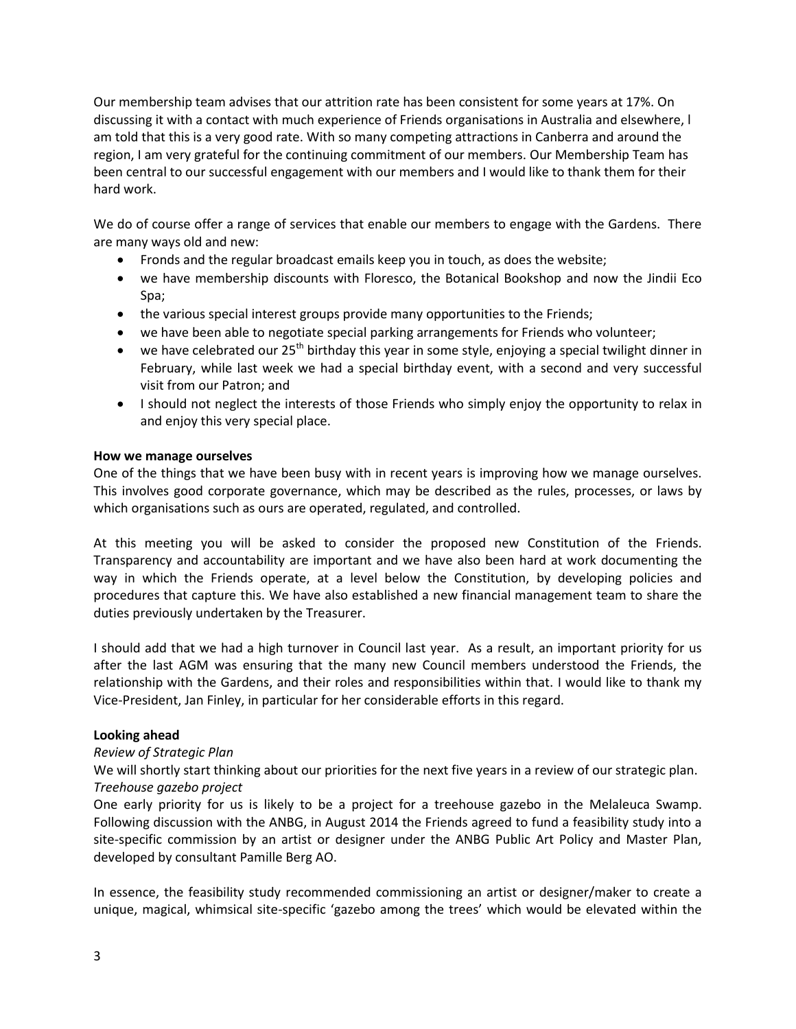Our membership team advises that our attrition rate has been consistent for some years at 17%. On discussing it with a contact with much experience of Friends organisations in Australia and elsewhere, I am told that this is a very good rate. With so many competing attractions in Canberra and around the region, I am very grateful for the continuing commitment of our members. Our Membership Team has been central to our successful engagement with our members and I would like to thank them for their hard work.

We do of course offer a range of services that enable our members to engage with the Gardens. There are many ways old and new:

- Fronds and the regular broadcast emails keep you in touch, as does the website;
- we have membership discounts with Floresco, the Botanical Bookshop and now the Jindii Eco Spa;
- the various special interest groups provide many opportunities to the Friends;
- we have been able to negotiate special parking arrangements for Friends who volunteer;
- we have celebrated our 25th birthday this year in some style, enjoying a special twilight dinner in February, while last week we had a special birthday event, with a second and very successful visit from our Patron; and
- I should not neglect the interests of those Friends who simply enjoy the opportunity to relax in and enjoy this very special place.

**How we manage ourselves**

One of the things that we have been busy with in recent years is improving how we manage ourselves. This involves good corporate governance, which may be described as the rules, processes, or laws by which organisations such as ours are operated, regulated, and controlled.

At this meeting you will be asked to consider the proposed new Constitution of the Friends. Transparency and accountability are important and we have also been hard at work documenting the way in which the Friends operate, at a level below the Constitution, by developing policies and procedures that capture this. We have also established a new financial management team to share the duties previously undertaken by the Treasurer.

I should add that we had a high turnover in Council last year. As a result, an important priority for us after the last AGM was ensuring that the many new Council members understood the Friends, the relationship with the Gardens, and their roles and responsibilities within that. I would like to thank my Vice-President, Jan Finley, in particular for her considerable efforts in this regard.

**Looking ahead**

*Review of Strategic Plan*

We will shortly start thinking about our priorities for the next five years in a review of our strategic plan.

*Treehouse gazebo project*

One early priority for us is likely to be a project for a treehouse gazebo in the Melaleuca Swamp. Following discussion with the ANBG, in August 2014 the Friends agreed to fund a feasibility study into a site-specific commission by an artist or designer under the ANBG Public Art Policy and Master Plan, developed by consultant Pamille Berg AO.

In essence, the feasibility study recommended commissioning an artist or designer/maker to create a unique, magical, whimsical site-specific 'gazebo among the trees' which would be elevated within the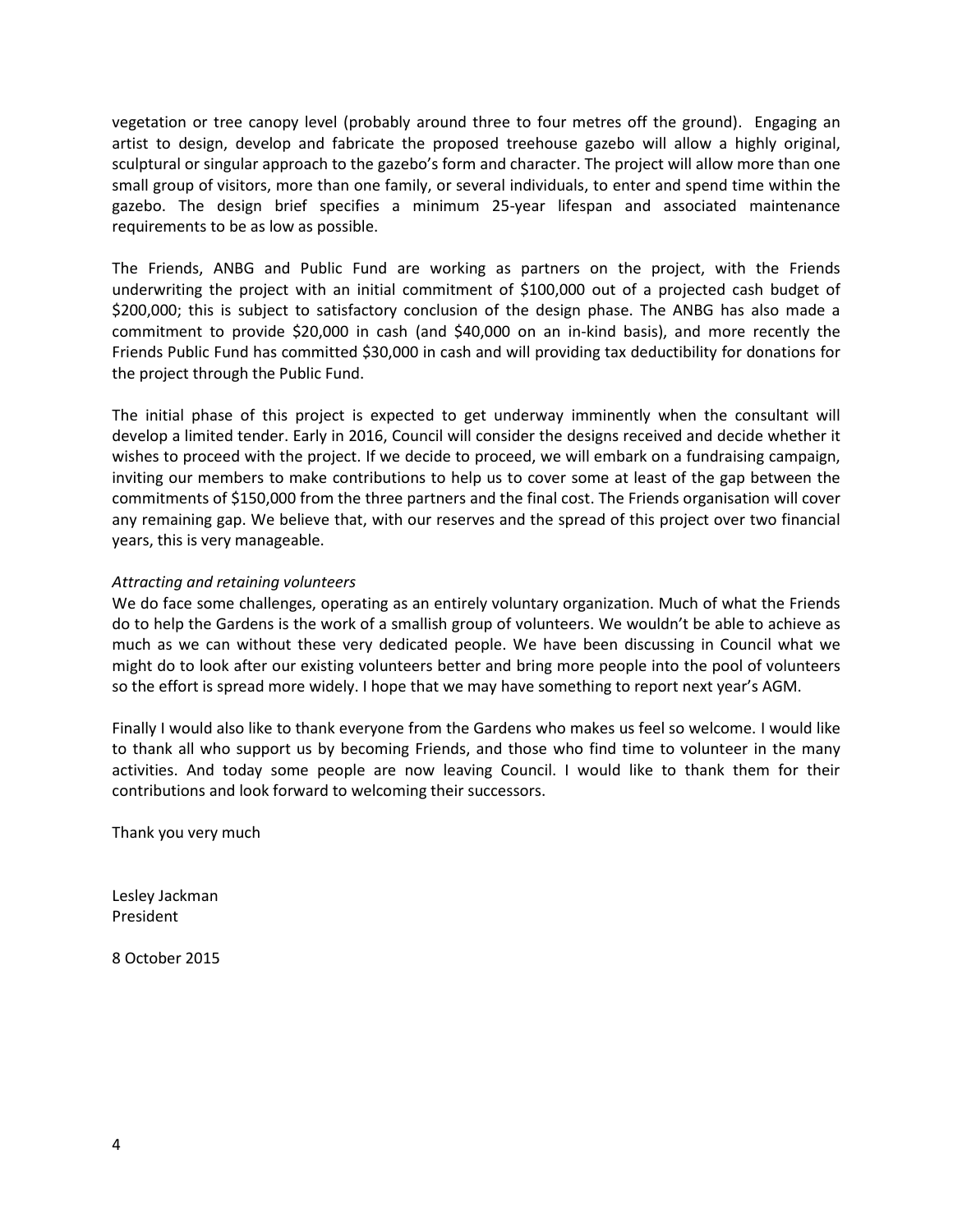vegetation or tree canopy level (probably around three to four metres off the ground). Engaging an artist to design, develop and fabricate the proposed treehouse gazebo will allow a highly original, sculptural or singular approach to the gazebo's form and character. The project will allow more than one small group of visitors, more than one family, or several individuals, to enter and spend time within the gazebo. The design brief specifies a minimum 25-year lifespan and associated maintenance requirements to be as low as possible.

The Friends, ANBG and Public Fund are working as partners on the project, with the Friends underwriting the project with an initial commitment of $100,000 out of a projected cash budget of $200,000; this is subject to satisfactory conclusion of the design phase. The ANBG has also made a commitment to provide $20,000 in cash (and $40,000 on an in-kind basis), and more recently the Friends Public Fund has committed $30,000 in cash and will providing tax deductibility for donations for the project through the Public Fund.

The initial phase of this project is expected to get underway imminently when the consultant will develop a limited tender. Early in 2016, Council will consider the designs received and decide whether it wishes to proceed with the project. If we decide to proceed, we will embark on a fundraising campaign, inviting our members to make contributions to help us to cover some at least of the gap between the commitments of $150,000 from the three partners and the final cost. The Friends organisation will cover any remaining gap. We believe that, with our reserves and the spread of this project over two financial years, this is very manageable.

*Attracting and retaining volunteers*

We do face some challenges, operating as an entirely voluntary organization. Much of what the Friends do to help the Gardens is the work of a smallish group of volunteers. We wouldn't be able to achieve as much as we can without these very dedicated people. We have been discussing in Council what we might do to look after our existing volunteers better and bring more people into the pool of volunteers so the effort is spread more widely. I hope that we may have something to report next year's AGM.

Finally I would also like to thank everyone from the Gardens who makes us feel so welcome. I would like to thank all who support us by becoming Friends, and those who find time to volunteer in the many activities. And today some people are now leaving Council. I would like to thank them for their contributions and look forward to welcoming their successors.

Thank you very much

Lesley Jackman
President

8 October 2015